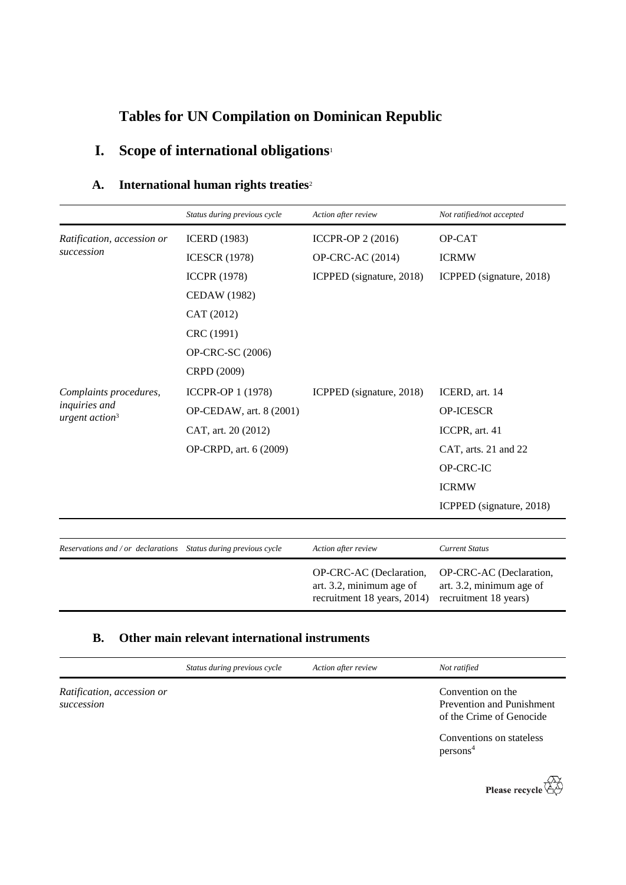# Tables for UN Compilation on Dominican Republic

## I. Scope of international obligations[1]

### A. International human rights treaties[2]

| | *Status during previous cycle* | *Action after review* | *Not ratified/not accepted* |
|---|---|---|---|
| *Ratification, accession or succession* | ICERD (1983) | ICCPR-OP 2 (2016) | OP-CAT |
| | ICESCR (1978) | OP-CRC-AC (2014) | ICRMW |
| | ICCPR (1978) | ICPPED (signature, 2018) | ICPPED (signature, 2018) |
| | CEDAW (1982) | | |
| | CAT (2012) | | |
| | CRC (1991) | | |
| | OP-CRC-SC (2006) | | |
| | CRPD (2009) | | |
| *Complaints procedures, inquiries and urgent action*[3] | ICCPR-OP 1 (1978) | ICPPED (signature, 2018) | ICERD, art. 14 |
| | OP-CEDAW, art. 8 (2001) | | OP-ICESCR |
| | CAT, art. 20 (2012) | | ICCPR, art. 41 |
| | OP-CRPD, art. 6 (2009) | | CAT, arts. 21 and 22 |
| | | | OP-CRC-IC |
| | | | ICRMW |
| | | | ICPPED (signature, 2018) |

| *Reservations and / or declarations* | *Status during previous cycle* | *Action after review* | *Current Status* |
|---|---|---|---|
| | | OP-CRC-AC (Declaration, art. 3.2, minimum age of recruitment 18 years, 2014) | OP-CRC-AC (Declaration, art. 3.2, minimum age of recruitment 18 years) |

### B. Other main relevant international instruments

| | *Status during previous cycle* | *Action after review* | *Not ratified* |
|---|---|---|---|
| *Ratification, accession or succession* | | | Convention on the Prevention and Punishment of the Crime of Genocide |
| | | | Conventions on stateless persons[4] |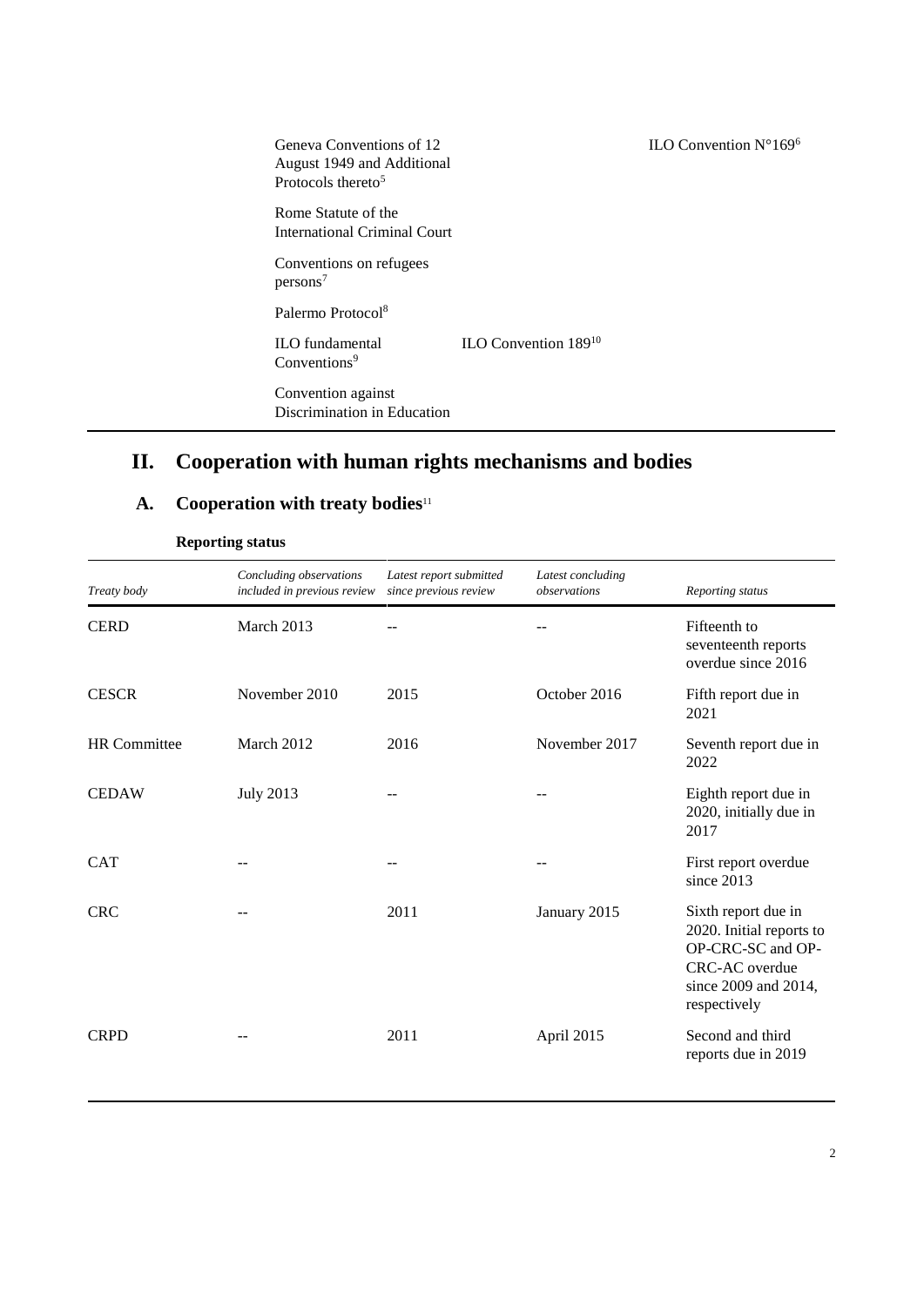| | | |
|---|---|---|
| Geneva Conventions of 12 August 1949 and Additional Protocols thereto[5] | | ILO Convention N°169[6] |
| Rome Statute of the International Criminal Court | | |
| Conventions on refugees persons[7] | | |
| Palermo Protocol[8] | | |
| ILO fundamental Conventions[9] | ILO Convention 189[10] | |
| Convention against Discrimination in Education | | |

# II. Cooperation with human rights mechanisms and bodies

## A. Cooperation with treaty bodies[11]

### Reporting status

| *Treaty body* | *Concluding observations included in previous review* | *Latest report submitted since previous review* | *Latest concluding observations* | *Reporting status* |
|---|---|---|---|---|
| CERD | March 2013 | -- | -- | Fifteenth to seventeenth reports overdue since 2016 |
| CESCR | November 2010 | 2015 | October 2016 | Fifth report due in 2021 |
| HR Committee | March 2012 | 2016 | November 2017 | Seventh report due in 2022 |
| CEDAW | July 2013 | -- | -- | Eighth report due in 2020, initially due in 2017 |
| CAT | -- | -- | -- | First report overdue since 2013 |
| CRC | -- | 2011 | January 2015 | Sixth report due in 2020. Initial reports to OP-CRC-SC and OP-CRC-AC overdue since 2009 and 2014, respectively |
| CRPD | -- | 2011 | April 2015 | Second and third reports due in 2019 |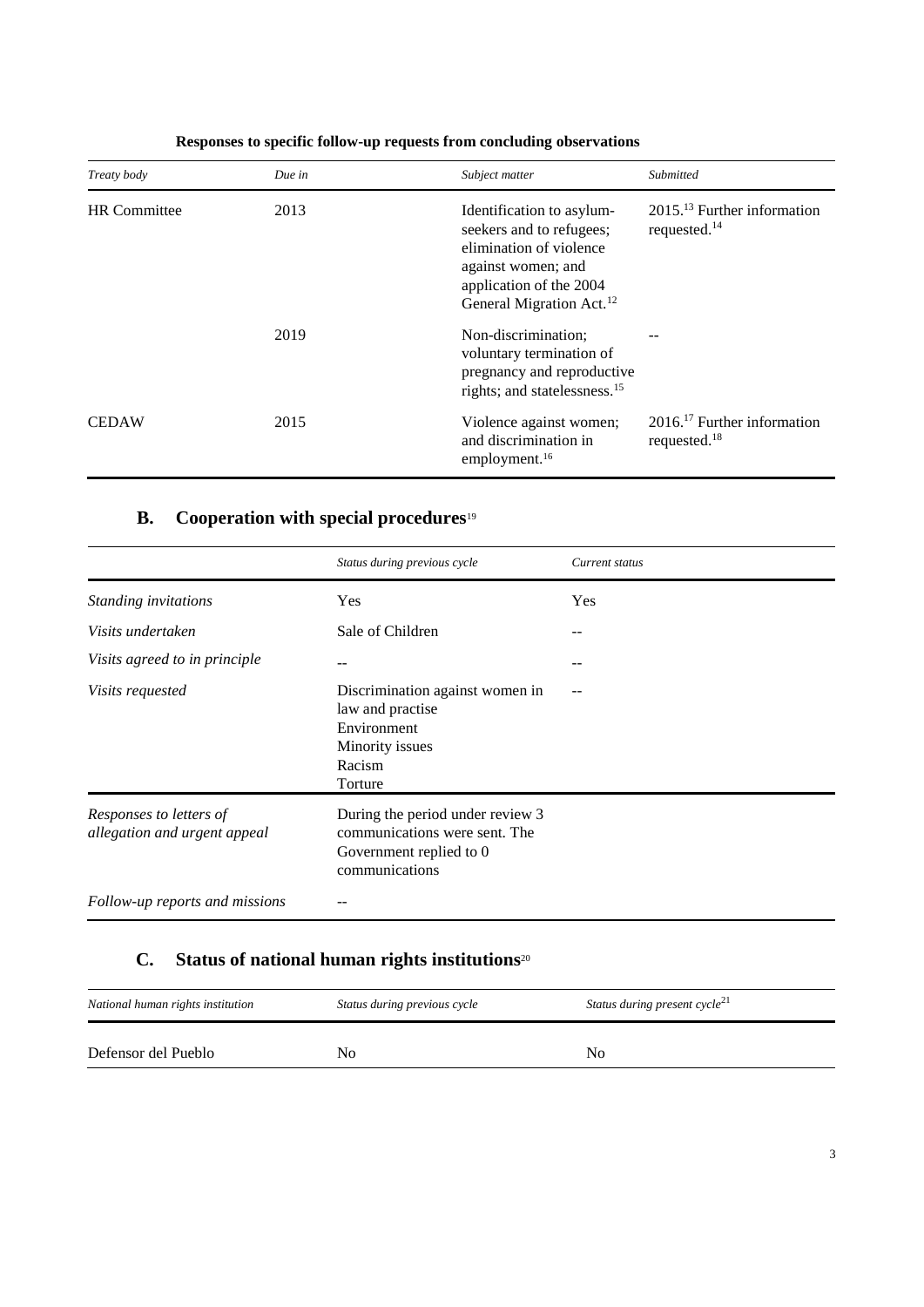**Responses to specific follow-up requests from concluding observations**

| *Treaty body* | *Due in* | *Subject matter* | *Submitted* |
| --- | --- | --- | --- |
| HR Committee | 2013 | Identification to asylum-seekers and to refugees; elimination of violence against women; and application of the 2004 General Migration Act.[12] | 2015.[13] Further information requested.[14] |
| | 2019 | Non-discrimination; voluntary termination of pregnancy and reproductive rights; and statelessness.[15] | -- |
| CEDAW | 2015 | Violence against women; and discrimination in employment.[16] | 2016.[17] Further information requested.[18] |

## B. Cooperation with special procedures[19]

| | *Status during previous cycle* | *Current status* |
| --- | --- | --- |
| *Standing invitations* | Yes | Yes |
| *Visits undertaken* | Sale of Children | -- |
| *Visits agreed to in principle* | -- | -- |
| *Visits requested* | Discrimination against women in law and practise<br>Environment<br>Minority issues<br>Racism<br>Torture | -- |
| *Responses to letters of allegation and urgent appeal* | During the period under review 3 communications were sent. The Government replied to 0 communications | |
| *Follow-up reports and missions* | -- | |

## C. Status of national human rights institutions[20]

| *National human rights institution* | *Status during previous cycle* | *Status during present cycle*[21] |
| --- | --- | --- |
| Defensor del Pueblo | No | No |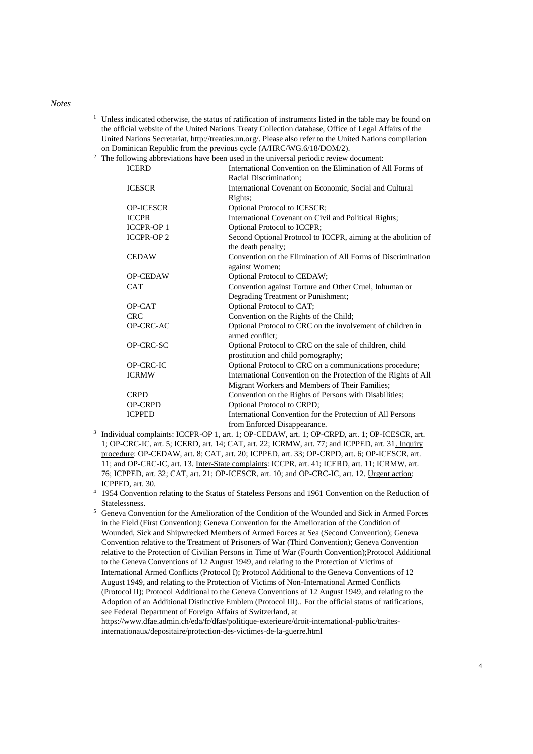*Notes*

1 Unless indicated otherwise, the status of ratification of instruments listed in the table may be found on the official website of the United Nations Treaty Collection database, Office of Legal Affairs of the United Nations Secretariat, http://treaties.un.org/. Please also refer to the United Nations compilation on Dominican Republic from the previous cycle (A/HRC/WG.6/18/DOM/2).

2 The following abbreviations have been used in the universal periodic review document:

| | |
|---|---|
| ICERD | International Convention on the Elimination of All Forms of Racial Discrimination; |
| ICESCR | International Covenant on Economic, Social and Cultural Rights; |
| OP-ICESCR | Optional Protocol to ICESCR; |
| ICCPR | International Covenant on Civil and Political Rights; |
| ICCPR-OP 1 | Optional Protocol to ICCPR; |
| ICCPR-OP 2 | Second Optional Protocol to ICCPR, aiming at the abolition of the death penalty; |
| CEDAW | Convention on the Elimination of All Forms of Discrimination against Women; |
| OP-CEDAW | Optional Protocol to CEDAW; |
| CAT | Convention against Torture and Other Cruel, Inhuman or Degrading Treatment or Punishment; |
| OP-CAT | Optional Protocol to CAT; |
| CRC | Convention on the Rights of the Child; |
| OP-CRC-AC | Optional Protocol to CRC on the involvement of children in armed conflict; |
| OP-CRC-SC | Optional Protocol to CRC on the sale of children, child prostitution and child pornography; |
| OP-CRC-IC | Optional Protocol to CRC on a communications procedure; |
| ICRMW | International Convention on the Protection of the Rights of All Migrant Workers and Members of Their Families; |
| CRPD | Convention on the Rights of Persons with Disabilities; |
| OP-CRPD | Optional Protocol to CRPD; |
| ICPPED | International Convention for the Protection of All Persons from Enforced Disappearance. |

3 Individual complaints: ICCPR-OP 1, art. 1; OP-CEDAW, art. 1; OP-CRPD, art. 1; OP-ICESCR, art. 1; OP-CRC-IC, art. 5; ICERD, art. 14; CAT, art. 22; ICRMW, art. 77; and ICPPED, art. 31. Inquiry procedure: OP-CEDAW, art. 8; CAT, art. 20; ICPPED, art. 33; OP-CRPD, art. 6; OP-ICESCR, art. 11; and OP-CRC-IC, art. 13. Inter-State complaints: ICCPR, art. 41; ICERD, art. 11; ICRMW, art. 76; ICPPED, art. 32; CAT, art. 21; OP-ICESCR, art. 10; and OP-CRC-IC, art. 12. Urgent action: ICPPED, art. 30.

4 1954 Convention relating to the Status of Stateless Persons and 1961 Convention on the Reduction of Statelessness.

5 Geneva Convention for the Amelioration of the Condition of the Wounded and Sick in Armed Forces in the Field (First Convention); Geneva Convention for the Amelioration of the Condition of Wounded, Sick and Shipwrecked Members of Armed Forces at Sea (Second Convention); Geneva Convention relative to the Treatment of Prisoners of War (Third Convention); Geneva Convention relative to the Protection of Civilian Persons in Time of War (Fourth Convention);Protocol Additional to the Geneva Conventions of 12 August 1949, and relating to the Protection of Victims of International Armed Conflicts (Protocol I); Protocol Additional to the Geneva Conventions of 12 August 1949, and relating to the Protection of Victims of Non-International Armed Conflicts (Protocol II); Protocol Additional to the Geneva Conventions of 12 August 1949, and relating to the Adoption of an Additional Distinctive Emblem (Protocol III).. For the official status of ratifications, see Federal Department of Foreign Affairs of Switzerland, at https://www.dfae.admin.ch/eda/fr/dfae/politique-exterieure/droit-international-public/traites-internationaux/depositaire/protection-des-victimes-de-la-guerre.html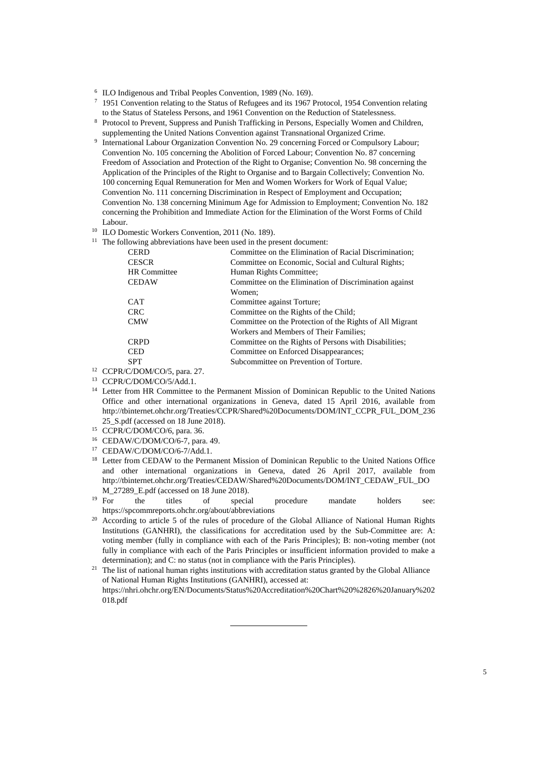[6] ILO Indigenous and Tribal Peoples Convention, 1989 (No. 169).

[7] 1951 Convention relating to the Status of Refugees and its 1967 Protocol, 1954 Convention relating to the Status of Stateless Persons, and 1961 Convention on the Reduction of Statelessness.

[8] Protocol to Prevent, Suppress and Punish Trafficking in Persons, Especially Women and Children, supplementing the United Nations Convention against Transnational Organized Crime.

[9] International Labour Organization Convention No. 29 concerning Forced or Compulsory Labour; Convention No. 105 concerning the Abolition of Forced Labour; Convention No. 87 concerning Freedom of Association and Protection of the Right to Organise; Convention No. 98 concerning the Application of the Principles of the Right to Organise and to Bargain Collectively; Convention No. 100 concerning Equal Remuneration for Men and Women Workers for Work of Equal Value; Convention No. 111 concerning Discrimination in Respect of Employment and Occupation; Convention No. 138 concerning Minimum Age for Admission to Employment; Convention No. 182 concerning the Prohibition and Immediate Action for the Elimination of the Worst Forms of Child Labour.

[10] ILO Domestic Workers Convention, 2011 (No. 189).

[11] The following abbreviations have been used in the present document:

| | |
|---|---|
| CERD | Committee on the Elimination of Racial Discrimination; |
| CESCR | Committee on Economic, Social and Cultural Rights; |
| HR Committee | Human Rights Committee; |
| CEDAW | Committee on the Elimination of Discrimination against Women; |
| CAT | Committee against Torture; |
| CRC | Committee on the Rights of the Child; |
| CMW | Committee on the Protection of the Rights of All Migrant Workers and Members of Their Families; |
| CRPD | Committee on the Rights of Persons with Disabilities; |
| CED | Committee on Enforced Disappearances; |
| SPT | Subcommittee on Prevention of Torture. |

[12] CCPR/C/DOM/CO/5, para. 27.

[13] CCPR/C/DOM/CO/5/Add.1.

[14] Letter from HR Committee to the Permanent Mission of Dominican Republic to the United Nations Office and other international organizations in Geneva, dated 15 April 2016, available from http://tbinternet.ohchr.org/Treaties/CCPR/Shared%20Documents/DOM/INT_CCPR_FUL_DOM_23625_S.pdf (accessed on 18 June 2018).

[15] CCPR/C/DOM/CO/6, para. 36.

[16] CEDAW/C/DOM/CO/6-7, para. 49.

[17] CEDAW/C/DOM/CO/6-7/Add.1.

[18] Letter from CEDAW to the Permanent Mission of Dominican Republic to the United Nations Office and other international organizations in Geneva, dated 26 April 2017, available from http://tbinternet.ohchr.org/Treaties/CEDAW/Shared%20Documents/DOM/INT_CEDAW_FUL_DOM_27289_E.pdf (accessed on 18 June 2018).

[19] For the titles of special procedure mandate holders see: https://spcommreports.ohchr.org/about/abbreviations

[20] According to article 5 of the rules of procedure of the Global Alliance of National Human Rights Institutions (GANHRI), the classifications for accreditation used by the Sub-Committee are: A: voting member (fully in compliance with each of the Paris Principles); B: non-voting member (not fully in compliance with each of the Paris Principles or insufficient information provided to make a determination); and C: no status (not in compliance with the Paris Principles).

[21] The list of national human rights institutions with accreditation status granted by the Global Alliance of National Human Rights Institutions (GANHRI), accessed at: https://nhri.ohchr.org/EN/Documents/Status%20Accreditation%20Chart%20%2826%20January%202018.pdf